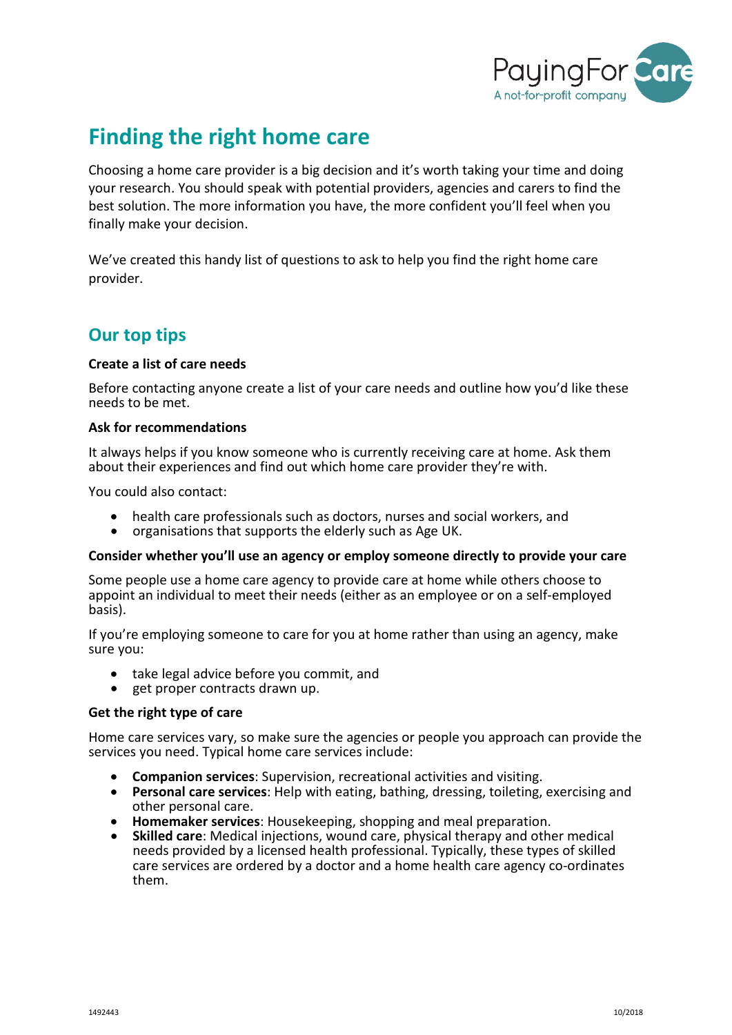# Finding the right home care

Choosing a home care provider is a big decision and it's worth taking your time and doing your research. You should speak with potential providers, agencies and carers to find the best solution. The more information you have, the more confident you'll feel when you finally make your decision.

We've created this handy list of questions to ask to help you find the right home care provider.

## Our top tips

**Create a list of care needs**

Before contacting anyone create a list of your care needs and outline how you'd like these needs to be met.

**Ask for recommendations**

It always helps if you know someone who is currently receiving care at home. Ask them about their experiences and find out which home care provider they're with.

You could also contact:

- health care professionals such as doctors, nurses and social workers, and
- organisations that supports the elderly such as Age UK.

**Consider whether you'll use an agency or employ someone directly to provide your care**

Some people use a home care agency to provide care at home while others choose to appoint an individual to meet their needs (either as an employee or on a self-employed basis).

If you're employing someone to care for you at home rather than using an agency, make sure you:

- take legal advice before you commit, and
- get proper contracts drawn up.

**Get the right type of care**

Home care services vary, so make sure the agencies or people you approach can provide the services you need. Typical home care services include:

- **Companion services**: Supervision, recreational activities and visiting.
- **Personal care services**: Help with eating, bathing, dressing, toileting, exercising and other personal care.
- **Homemaker services**: Housekeeping, shopping and meal preparation.
- **Skilled care**: Medical injections, wound care, physical therapy and other medical needs provided by a licensed health professional. Typically, these types of skilled care services are ordered by a doctor and a home health care agency co-ordinates them.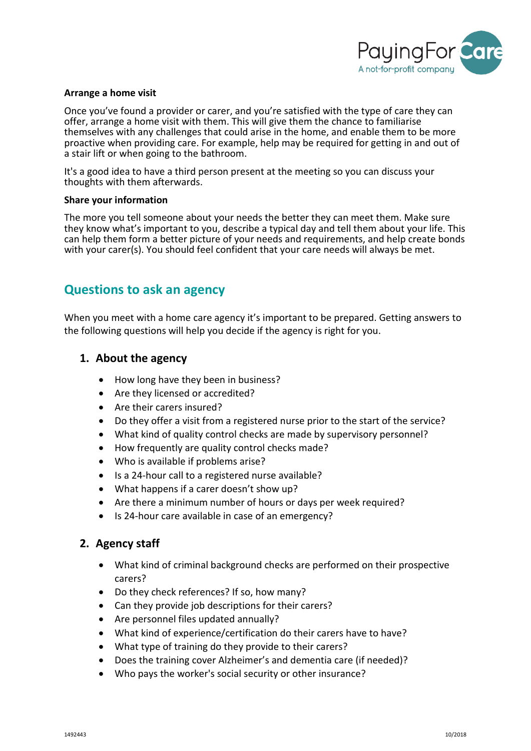**Arrange a home visit**

Once you've found a provider or carer, and you're satisfied with the type of care they can offer, arrange a home visit with them. This will give them the chance to familiarise themselves with any challenges that could arise in the home, and enable them to be more proactive when providing care. For example, help may be required for getting in and out of a stair lift or when going to the bathroom.

It's a good idea to have a third person present at the meeting so you can discuss your thoughts with them afterwards.

**Share your information**

The more you tell someone about your needs the better they can meet them. Make sure they know what's important to you, describe a typical day and tell them about your life. This can help them form a better picture of your needs and requirements, and help create bonds with your carer(s). You should feel confident that your care needs will always be met.

## Questions to ask an agency

When you meet with a home care agency it's important to be prepared. Getting answers to the following questions will help you decide if the agency is right for you.

### 1. About the agency

- How long have they been in business?
- Are they licensed or accredited?
- Are their carers insured?
- Do they offer a visit from a registered nurse prior to the start of the service?
- What kind of quality control checks are made by supervisory personnel?
- How frequently are quality control checks made?
- Who is available if problems arise?
- Is a 24-hour call to a registered nurse available?
- What happens if a carer doesn't show up?
- Are there a minimum number of hours or days per week required?
- Is 24-hour care available in case of an emergency?

### 2. Agency staff

- What kind of criminal background checks are performed on their prospective carers?
- Do they check references? If so, how many?
- Can they provide job descriptions for their carers?
- Are personnel files updated annually?
- What kind of experience/certification do their carers have to have?
- What type of training do they provide to their carers?
- Does the training cover Alzheimer's and dementia care (if needed)?
- Who pays the worker's social security or other insurance?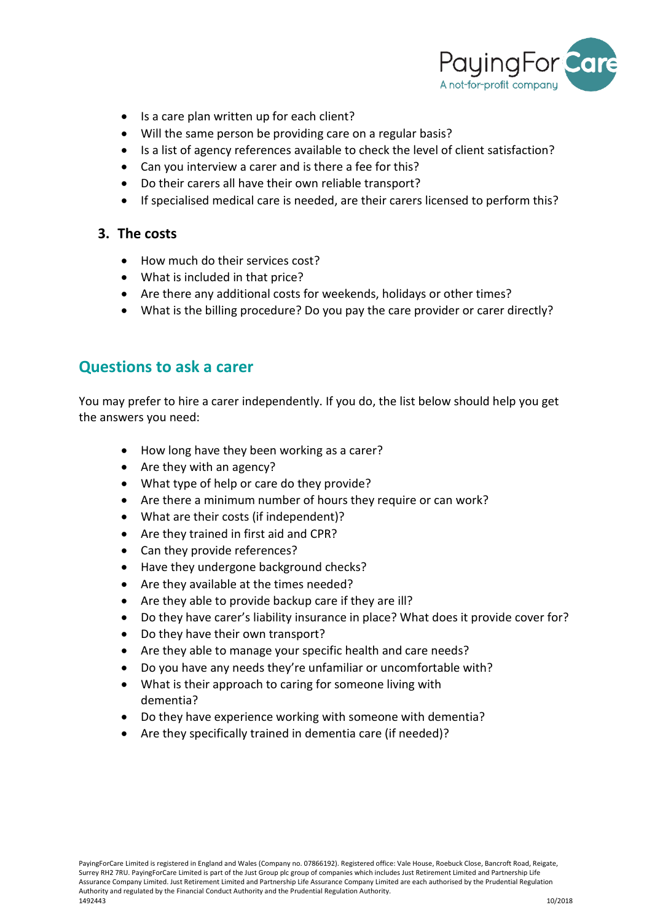- Is a care plan written up for each client?
- Will the same person be providing care on a regular basis?
- Is a list of agency references available to check the level of client satisfaction?
- Can you interview a carer and is there a fee for this?
- Do their carers all have their own reliable transport?
- If specialised medical care is needed, are their carers licensed to perform this?

### 3. The costs

- How much do their services cost?
- What is included in that price?
- Are there any additional costs for weekends, holidays or other times?
- What is the billing procedure? Do you pay the care provider or carer directly?

## Questions to ask a carer

You may prefer to hire a carer independently. If you do, the list below should help you get the answers you need:

- How long have they been working as a carer?
- Are they with an agency?
- What type of help or care do they provide?
- Are there a minimum number of hours they require or can work?
- What are their costs (if independent)?
- Are they trained in first aid and CPR?
- Can they provide references?
- Have they undergone background checks?
- Are they available at the times needed?
- Are they able to provide backup care if they are ill?
- Do they have carer's liability insurance in place? What does it provide cover for?
- Do they have their own transport?
- Are they able to manage your specific health and care needs?
- Do you have any needs they're unfamiliar or uncomfortable with?
- What is their approach to caring for someone living with dementia?
- Do they have experience working with someone with dementia?
- Are they specifically trained in dementia care (if needed)?